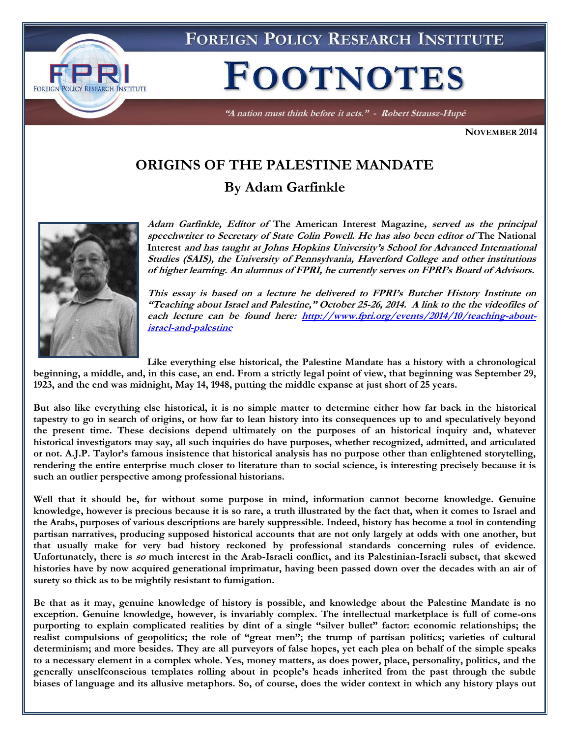# FOREIGN POLICY RESEARCH INSTITUTE

# FOOTNOTES

*"A nation must think before it acts." - Robert Strausz-Hupé*

**NOVEMBER 2014**

## ORIGINS OF THE PALESTINE MANDATE

### By Adam Garfinkle

***Adam Garfinkle, Editor of* The American Interest Magazine*, served as the principal speechwriter to Secretary of State Colin Powell. He has also been editor of* The National Interest *and has taught at Johns Hopkins University's School for Advanced International Studies (SAIS), the University of Pennsylvania, Haverford College and other institutions of higher learning. An alumnus of FPRI, he currently serves on FPRI's Board of Advisors.***

***This essay is based on a lecture he delivered to FPRI's Butcher History Institute on "Teaching about Israel and Palestine," October 25-26, 2014. A link to the the videofiles of each lecture can be found here: [http://www.fpri.org/events/2014/10/teaching-about-israel-and-palestine](http://www.fpri.org/events/2014/10/teaching-about-israel-and-palestine)***

**Like everything else historical, the Palestine Mandate has a history with a chronological beginning, a middle, and, in this case, an end. From a strictly legal point of view, that beginning was September 29, 1923, and the end was midnight, May 14, 1948, putting the middle expanse at just short of 25 years.**

**But also like everything else historical, it is no simple matter to determine either how far back in the historical tapestry to go in search of origins, or how far to lean history into its consequences up to and speculatively beyond the present time. These decisions depend ultimately on the purposes of an historical inquiry and, whatever historical investigators may say, all such inquiries do have purposes, whether recognized, admitted, and articulated or not. A.J.P. Taylor's famous insistence that historical analysis has no purpose other than enlightened storytelling, rendering the entire enterprise much closer to literature than to social science, is interesting precisely because it is such an outlier perspective among professional historians.**

**Well that it should be, for without some purpose in mind, information cannot become knowledge. Genuine knowledge, however is precious because it is so rare, a truth illustrated by the fact that, when it comes to Israel and the Arabs, purposes of various descriptions are barely suppressible. Indeed, history has become a tool in contending partisan narratives, producing supposed historical accounts that are not only largely at odds with one another, but that usually make for very bad history reckoned by professional standards concerning rules of evidence. Unfortunately, there is *so* much interest in the Arab-Israeli conflict, and its Palestinian-Israeli subset, that skewed histories have by now acquired generational imprimatur, having been passed down over the decades with an air of surety so thick as to be mightily resistant to fumigation.**

**Be that as it may, genuine knowledge of history is possible, and knowledge about the Palestine Mandate is no exception. Genuine knowledge, however, is invariably complex. The intellectual marketplace is full of come-ons purporting to explain complicated realities by dint of a single "silver bullet" factor: economic relationships; the realist compulsions of geopolitics; the role of "great men"; the trump of partisan politics; varieties of cultural determinism; and more besides. They are all purveyors of false hopes, yet each plea on behalf of the simple speaks to a necessary element in a complex whole. Yes, money matters, as does power, place, personality, politics, and the generally unselfconscious templates rolling about in people's heads inherited from the past through the subtle biases of language and its allusive metaphors. So, of course, does the wider context in which any history plays out**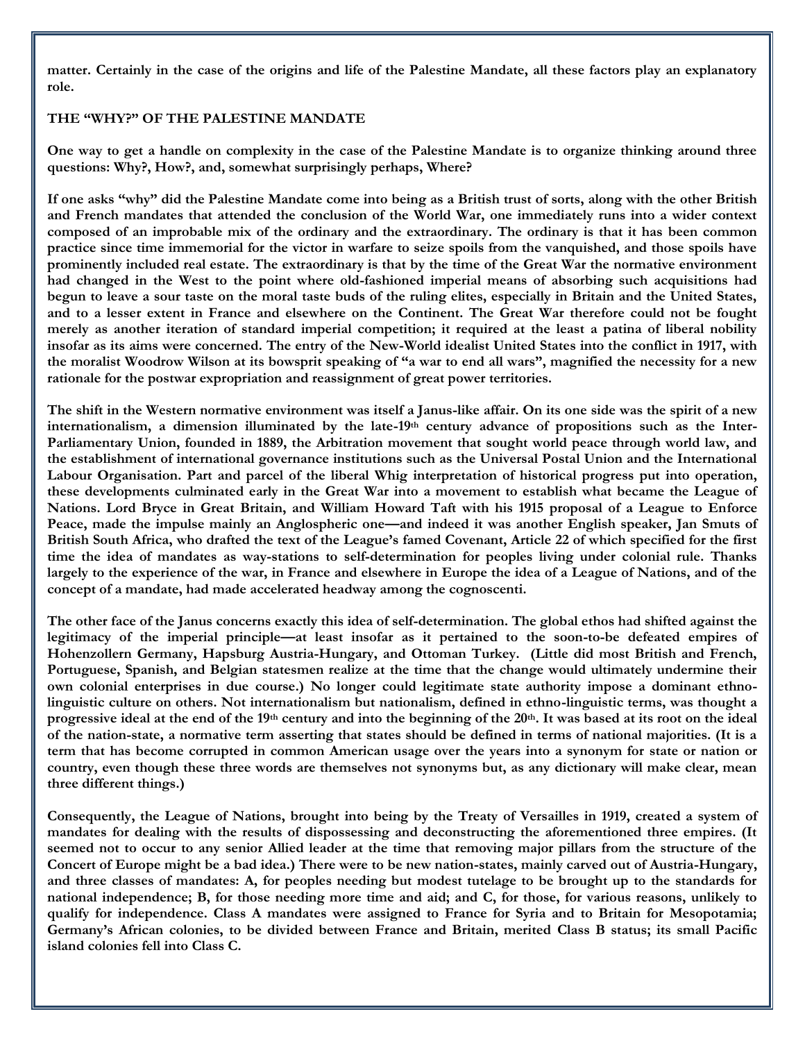**matter. Certainly in the case of the origins and life of the Palestine Mandate, all these factors play an explanatory role.**

## THE "WHY?" OF THE PALESTINE MANDATE

**One way to get a handle on complexity in the case of the Palestine Mandate is to organize thinking around three questions: Why?, How?, and, somewhat surprisingly perhaps, Where?**

**If one asks "why" did the Palestine Mandate come into being as a British trust of sorts, along with the other British and French mandates that attended the conclusion of the World War, one immediately runs into a wider context composed of an improbable mix of the ordinary and the extraordinary. The ordinary is that it has been common practice since time immemorial for the victor in warfare to seize spoils from the vanquished, and those spoils have prominently included real estate. The extraordinary is that by the time of the Great War the normative environment had changed in the West to the point where old-fashioned imperial means of absorbing such acquisitions had begun to leave a sour taste on the moral taste buds of the ruling elites, especially in Britain and the United States, and to a lesser extent in France and elsewhere on the Continent. The Great War therefore could not be fought merely as another iteration of standard imperial competition; it required at the least a patina of liberal nobility insofar as its aims were concerned. The entry of the New-World idealist United States into the conflict in 1917, with the moralist Woodrow Wilson at its bowsprit speaking of "a war to end all wars", magnified the necessity for a new rationale for the postwar expropriation and reassignment of great power territories.**

**The shift in the Western normative environment was itself a Janus-like affair. On its one side was the spirit of a new internationalism, a dimension illuminated by the late-19th century advance of propositions such as the Inter-Parliamentary Union, founded in 1889, the Arbitration movement that sought world peace through world law, and the establishment of international governance institutions such as the Universal Postal Union and the International Labour Organisation. Part and parcel of the liberal Whig interpretation of historical progress put into operation, these developments culminated early in the Great War into a movement to establish what became the League of Nations. Lord Bryce in Great Britain, and William Howard Taft with his 1915 proposal of a League to Enforce Peace, made the impulse mainly an Anglospheric one—and indeed it was another English speaker, Jan Smuts of British South Africa, who drafted the text of the League's famed Covenant, Article 22 of which specified for the first time the idea of mandates as way-stations to self-determination for peoples living under colonial rule. Thanks largely to the experience of the war, in France and elsewhere in Europe the idea of a League of Nations, and of the concept of a mandate, had made accelerated headway among the cognoscenti.**

**The other face of the Janus concerns exactly this idea of self-determination. The global ethos had shifted against the legitimacy of the imperial principle—at least insofar as it pertained to the soon-to-be defeated empires of Hohenzollern Germany, Hapsburg Austria-Hungary, and Ottoman Turkey. (Little did most British and French, Portuguese, Spanish, and Belgian statesmen realize at the time that the change would ultimately undermine their own colonial enterprises in due course.) No longer could legitimate state authority impose a dominant ethno-linguistic culture on others. Not internationalism but nationalism, defined in ethno-linguistic terms, was thought a progressive ideal at the end of the 19th century and into the beginning of the 20th. It was based at its root on the ideal of the nation-state, a normative term asserting that states should be defined in terms of national majorities. (It is a term that has become corrupted in common American usage over the years into a synonym for state or nation or country, even though these three words are themselves not synonyms but, as any dictionary will make clear, mean three different things.)**

**Consequently, the League of Nations, brought into being by the Treaty of Versailles in 1919, created a system of mandates for dealing with the results of dispossessing and deconstructing the aforementioned three empires. (It seemed not to occur to any senior Allied leader at the time that removing major pillars from the structure of the Concert of Europe might be a bad idea.) There were to be new nation-states, mainly carved out of Austria-Hungary, and three classes of mandates: A, for peoples needing but modest tutelage to be brought up to the standards for national independence; B, for those needing more time and aid; and C, for those, for various reasons, unlikely to qualify for independence. Class A mandates were assigned to France for Syria and to Britain for Mesopotamia; Germany's African colonies, to be divided between France and Britain, merited Class B status; its small Pacific island colonies fell into Class C.**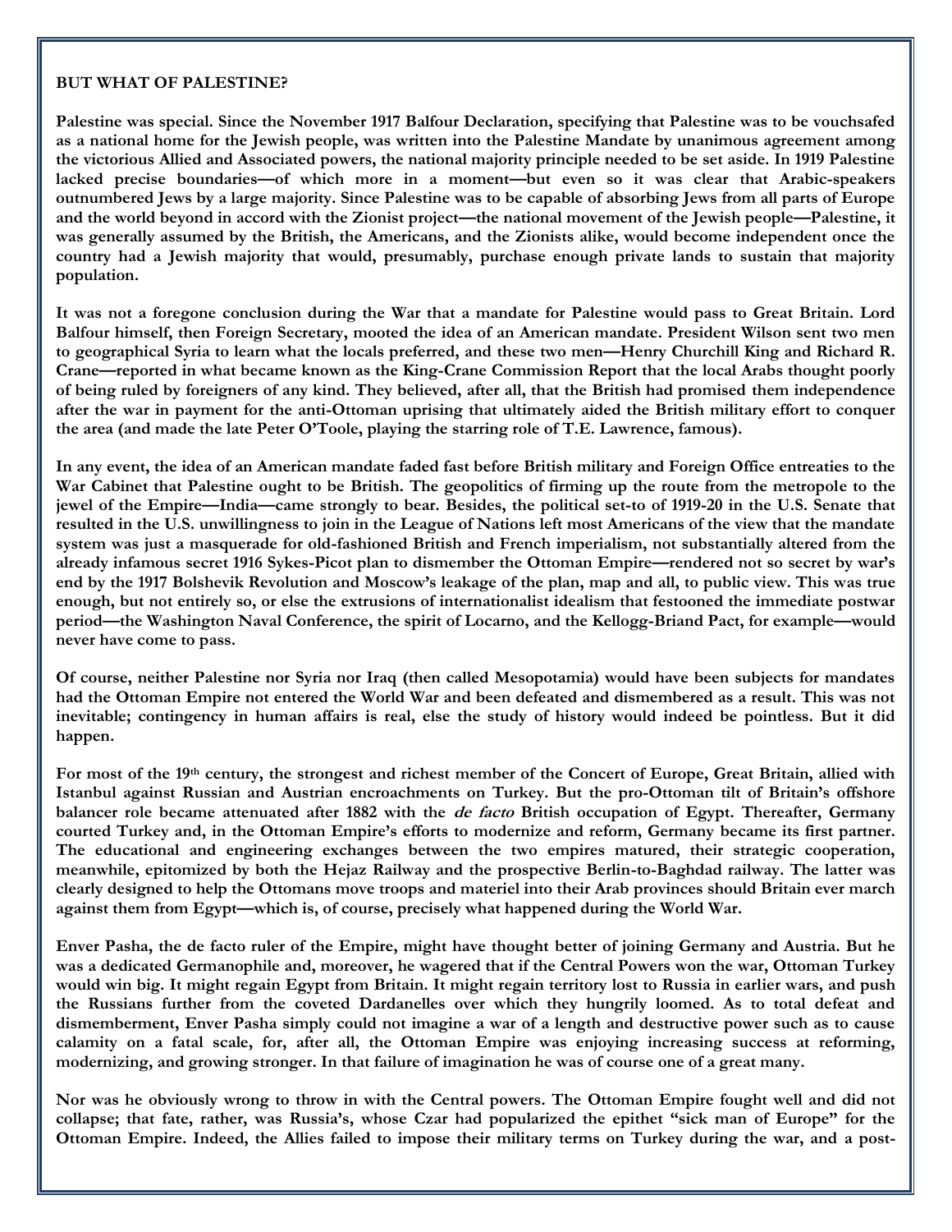**BUT WHAT OF PALESTINE?**

**Palestine was special. Since the November 1917 Balfour Declaration, specifying that Palestine was to be vouchsafed as a national home for the Jewish people, was written into the Palestine Mandate by unanimous agreement among the victorious Allied and Associated powers, the national majority principle needed to be set aside. In 1919 Palestine lacked precise boundaries—of which more in a moment—but even so it was clear that Arabic-speakers outnumbered Jews by a large majority. Since Palestine was to be capable of absorbing Jews from all parts of Europe and the world beyond in accord with the Zionist project—the national movement of the Jewish people—Palestine, it was generally assumed by the British, the Americans, and the Zionists alike, would become independent once the country had a Jewish majority that would, presumably, purchase enough private lands to sustain that majority population.**

**It was not a foregone conclusion during the War that a mandate for Palestine would pass to Great Britain. Lord Balfour himself, then Foreign Secretary, mooted the idea of an American mandate. President Wilson sent two men to geographical Syria to learn what the locals preferred, and these two men—Henry Churchill King and Richard R. Crane—reported in what became known as the King-Crane Commission Report that the local Arabs thought poorly of being ruled by foreigners of any kind. They believed, after all, that the British had promised them independence after the war in payment for the anti-Ottoman uprising that ultimately aided the British military effort to conquer the area (and made the late Peter O'Toole, playing the starring role of T.E. Lawrence, famous).**

**In any event, the idea of an American mandate faded fast before British military and Foreign Office entreaties to the War Cabinet that Palestine ought to be British. The geopolitics of firming up the route from the metropole to the jewel of the Empire—India—came strongly to bear. Besides, the political set-to of 1919-20 in the U.S. Senate that resulted in the U.S. unwillingness to join in the League of Nations left most Americans of the view that the mandate system was just a masquerade for old-fashioned British and French imperialism, not substantially altered from the already infamous secret 1916 Sykes-Picot plan to dismember the Ottoman Empire—rendered not so secret by war's end by the 1917 Bolshevik Revolution and Moscow's leakage of the plan, map and all, to public view. This was true enough, but not entirely so, or else the extrusions of internationalist idealism that festooned the immediate postwar period—the Washington Naval Conference, the spirit of Locarno, and the Kellogg-Briand Pact, for example—would never have come to pass.**

**Of course, neither Palestine nor Syria nor Iraq (then called Mesopotamia) would have been subjects for mandates had the Ottoman Empire not entered the World War and been defeated and dismembered as a result. This was not inevitable; contingency in human affairs is real, else the study of history would indeed be pointless. But it did happen.**

**For most of the 19th century, the strongest and richest member of the Concert of Europe, Great Britain, allied with Istanbul against Russian and Austrian encroachments on Turkey. But the pro-Ottoman tilt of Britain's offshore balancer role became attenuated after 1882 with the *de facto* British occupation of Egypt. Thereafter, Germany courted Turkey and, in the Ottoman Empire's efforts to modernize and reform, Germany became its first partner. The educational and engineering exchanges between the two empires matured, their strategic cooperation, meanwhile, epitomized by both the Hejaz Railway and the prospective Berlin-to-Baghdad railway. The latter was clearly designed to help the Ottomans move troops and materiel into their Arab provinces should Britain ever march against them from Egypt—which is, of course, precisely what happened during the World War.**

**Enver Pasha, the de facto ruler of the Empire, might have thought better of joining Germany and Austria. But he was a dedicated Germanophile and, moreover, he wagered that if the Central Powers won the war, Ottoman Turkey would win big. It might regain Egypt from Britain. It might regain territory lost to Russia in earlier wars, and push the Russians further from the coveted Dardanelles over which they hungrily loomed. As to total defeat and dismemberment, Enver Pasha simply could not imagine a war of a length and destructive power such as to cause calamity on a fatal scale, for, after all, the Ottoman Empire was enjoying increasing success at reforming, modernizing, and growing stronger. In that failure of imagination he was of course one of a great many.**

**Nor was he obviously wrong to throw in with the Central powers. The Ottoman Empire fought well and did not collapse; that fate, rather, was Russia's, whose Czar had popularized the epithet "sick man of Europe" for the Ottoman Empire. Indeed, the Allies failed to impose their military terms on Turkey during the war, and a post-**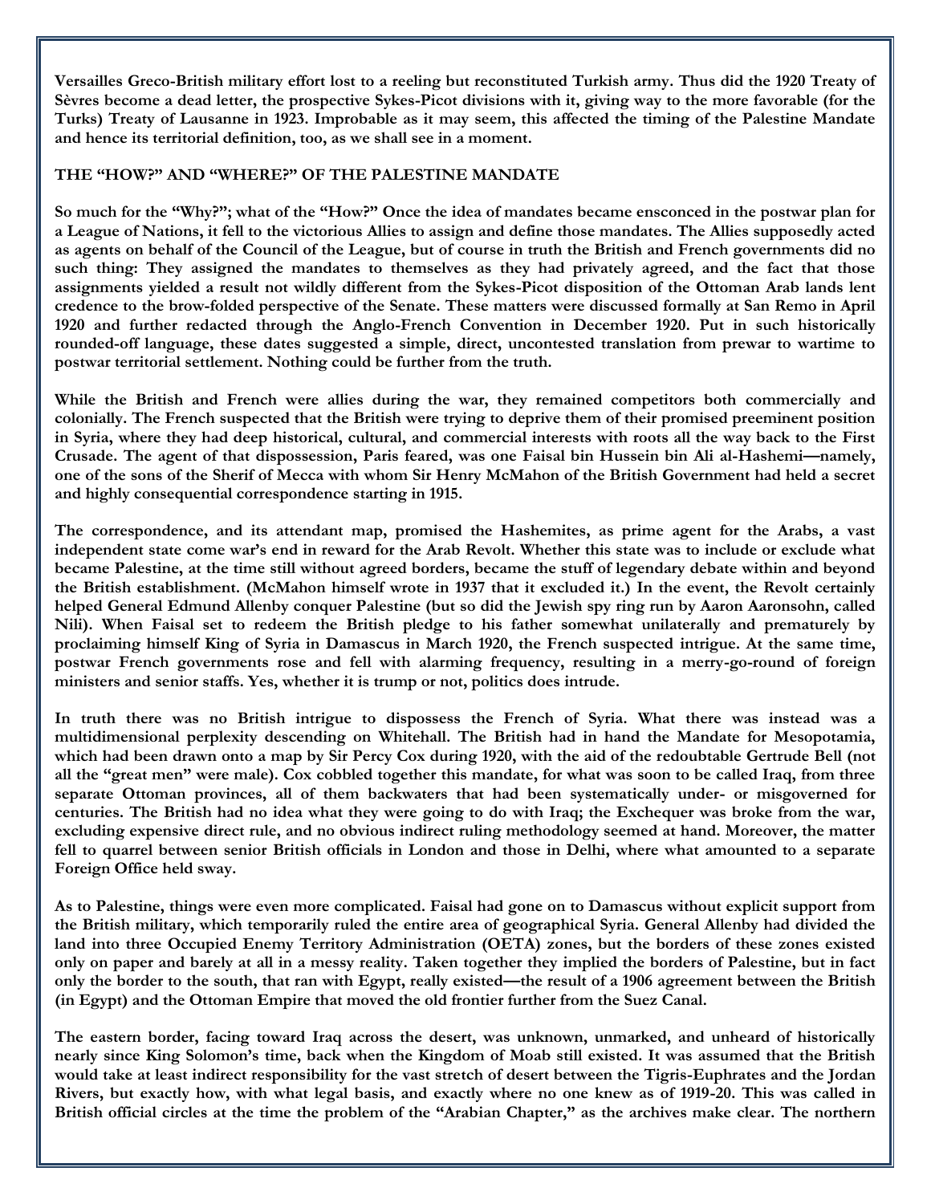Versailles Greco-British military effort lost to a reeling but reconstituted Turkish army. Thus did the 1920 Treaty of Sèvres become a dead letter, the prospective Sykes-Picot divisions with it, giving way to the more favorable (for the Turks) Treaty of Lausanne in 1923. Improbable as it may seem, this affected the timing of the Palestine Mandate and hence its territorial definition, too, as we shall see in a moment.

## THE "HOW?" AND "WHERE?" OF THE PALESTINE MANDATE

So much for the "Why?"; what of the "How?" Once the idea of mandates became ensconced in the postwar plan for a League of Nations, it fell to the victorious Allies to assign and define those mandates. The Allies supposedly acted as agents on behalf of the Council of the League, but of course in truth the British and French governments did no such thing: They assigned the mandates to themselves as they had privately agreed, and the fact that those assignments yielded a result not wildly different from the Sykes-Picot disposition of the Ottoman Arab lands lent credence to the brow-folded perspective of the Senate. These matters were discussed formally at San Remo in April 1920 and further redacted through the Anglo-French Convention in December 1920. Put in such historically rounded-off language, these dates suggested a simple, direct, uncontested translation from prewar to wartime to postwar territorial settlement. Nothing could be further from the truth.

While the British and French were allies during the war, they remained competitors both commercially and colonially. The French suspected that the British were trying to deprive them of their promised preeminent position in Syria, where they had deep historical, cultural, and commercial interests with roots all the way back to the First Crusade. The agent of that dispossession, Paris feared, was one Faisal bin Hussein bin Ali al-Hashemi—namely, one of the sons of the Sherif of Mecca with whom Sir Henry McMahon of the British Government had held a secret and highly consequential correspondence starting in 1915.

The correspondence, and its attendant map, promised the Hashemites, as prime agent for the Arabs, a vast independent state come war's end in reward for the Arab Revolt. Whether this state was to include or exclude what became Palestine, at the time still without agreed borders, became the stuff of legendary debate within and beyond the British establishment. (McMahon himself wrote in 1937 that it excluded it.) In the event, the Revolt certainly helped General Edmund Allenby conquer Palestine (but so did the Jewish spy ring run by Aaron Aaronsohn, called Nili). When Faisal set to redeem the British pledge to his father somewhat unilaterally and prematurely by proclaiming himself King of Syria in Damascus in March 1920, the French suspected intrigue. At the same time, postwar French governments rose and fell with alarming frequency, resulting in a merry-go-round of foreign ministers and senior staffs. Yes, whether it is trump or not, politics does intrude.

In truth there was no British intrigue to dispossess the French of Syria. What there was instead was a multidimensional perplexity descending on Whitehall. The British had in hand the Mandate for Mesopotamia, which had been drawn onto a map by Sir Percy Cox during 1920, with the aid of the redoubtable Gertrude Bell (not all the "great men" were male). Cox cobbled together this mandate, for what was soon to be called Iraq, from three separate Ottoman provinces, all of them backwaters that had been systematically under- or misgoverned for centuries. The British had no idea what they were going to do with Iraq; the Exchequer was broke from the war, excluding expensive direct rule, and no obvious indirect ruling methodology seemed at hand. Moreover, the matter fell to quarrel between senior British officials in London and those in Delhi, where what amounted to a separate Foreign Office held sway.

As to Palestine, things were even more complicated. Faisal had gone on to Damascus without explicit support from the British military, which temporarily ruled the entire area of geographical Syria. General Allenby had divided the land into three Occupied Enemy Territory Administration (OETA) zones, but the borders of these zones existed only on paper and barely at all in a messy reality. Taken together they implied the borders of Palestine, but in fact only the border to the south, that ran with Egypt, really existed—the result of a 1906 agreement between the British (in Egypt) and the Ottoman Empire that moved the old frontier further from the Suez Canal.

The eastern border, facing toward Iraq across the desert, was unknown, unmarked, and unheard of historically nearly since King Solomon's time, back when the Kingdom of Moab still existed. It was assumed that the British would take at least indirect responsibility for the vast stretch of desert between the Tigris-Euphrates and the Jordan Rivers, but exactly how, with what legal basis, and exactly where no one knew as of 1919-20. This was called in British official circles at the time the problem of the "Arabian Chapter," as the archives make clear. The northern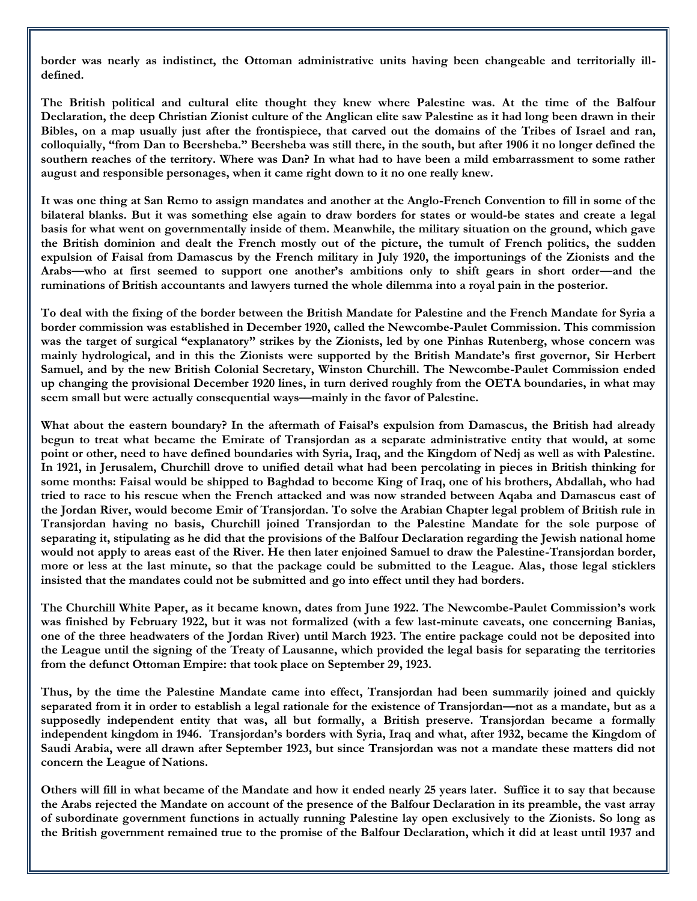border was nearly as indistinct, the Ottoman administrative units having been changeable and territorially ill-defined.

The British political and cultural elite thought they knew where Palestine was. At the time of the Balfour Declaration, the deep Christian Zionist culture of the Anglican elite saw Palestine as it had long been drawn in their Bibles, on a map usually just after the frontispiece, that carved out the domains of the Tribes of Israel and ran, colloquially, "from Dan to Beersheba." Beersheba was still there, in the south, but after 1906 it no longer defined the southern reaches of the territory. Where was Dan? In what had to have been a mild embarrassment to some rather august and responsible personages, when it came right down to it no one really knew.

It was one thing at San Remo to assign mandates and another at the Anglo-French Convention to fill in some of the bilateral blanks. But it was something else again to draw borders for states or would-be states and create a legal basis for what went on governmentally inside of them. Meanwhile, the military situation on the ground, which gave the British dominion and dealt the French mostly out of the picture, the tumult of French politics, the sudden expulsion of Faisal from Damascus by the French military in July 1920, the importunings of the Zionists and the Arabs—who at first seemed to support one another's ambitions only to shift gears in short order—and the ruminations of British accountants and lawyers turned the whole dilemma into a royal pain in the posterior.

To deal with the fixing of the border between the British Mandate for Palestine and the French Mandate for Syria a border commission was established in December 1920, called the Newcombe-Paulet Commission. This commission was the target of surgical "explanatory" strikes by the Zionists, led by one Pinhas Rutenberg, whose concern was mainly hydrological, and in this the Zionists were supported by the British Mandate's first governor, Sir Herbert Samuel, and by the new British Colonial Secretary, Winston Churchill. The Newcombe-Paulet Commission ended up changing the provisional December 1920 lines, in turn derived roughly from the OETA boundaries, in what may seem small but were actually consequential ways—mainly in the favor of Palestine.

What about the eastern boundary? In the aftermath of Faisal's expulsion from Damascus, the British had already begun to treat what became the Emirate of Transjordan as a separate administrative entity that would, at some point or other, need to have defined boundaries with Syria, Iraq, and the Kingdom of Nedj as well as with Palestine. In 1921, in Jerusalem, Churchill drove to unified detail what had been percolating in pieces in British thinking for some months: Faisal would be shipped to Baghdad to become King of Iraq, one of his brothers, Abdallah, who had tried to race to his rescue when the French attacked and was now stranded between Aqaba and Damascus east of the Jordan River, would become Emir of Transjordan. To solve the Arabian Chapter legal problem of British rule in Transjordan having no basis, Churchill joined Transjordan to the Palestine Mandate for the sole purpose of separating it, stipulating as he did that the provisions of the Balfour Declaration regarding the Jewish national home would not apply to areas east of the River. He then later enjoined Samuel to draw the Palestine-Transjordan border, more or less at the last minute, so that the package could be submitted to the League. Alas, those legal sticklers insisted that the mandates could not be submitted and go into effect until they had borders.

The Churchill White Paper, as it became known, dates from June 1922. The Newcombe-Paulet Commission's work was finished by February 1922, but it was not formalized (with a few last-minute caveats, one concerning Banias, one of the three headwaters of the Jordan River) until March 1923. The entire package could not be deposited into the League until the signing of the Treaty of Lausanne, which provided the legal basis for separating the territories from the defunct Ottoman Empire: that took place on September 29, 1923.

Thus, by the time the Palestine Mandate came into effect, Transjordan had been summarily joined and quickly separated from it in order to establish a legal rationale for the existence of Transjordan—not as a mandate, but as a supposedly independent entity that was, all but formally, a British preserve. Transjordan became a formally independent kingdom in 1946. Transjordan's borders with Syria, Iraq and what, after 1932, became the Kingdom of Saudi Arabia, were all drawn after September 1923, but since Transjordan was not a mandate these matters did not concern the League of Nations.

Others will fill in what became of the Mandate and how it ended nearly 25 years later. Suffice it to say that because the Arabs rejected the Mandate on account of the presence of the Balfour Declaration in its preamble, the vast array of subordinate government functions in actually running Palestine lay open exclusively to the Zionists. So long as the British government remained true to the promise of the Balfour Declaration, which it did at least until 1937 and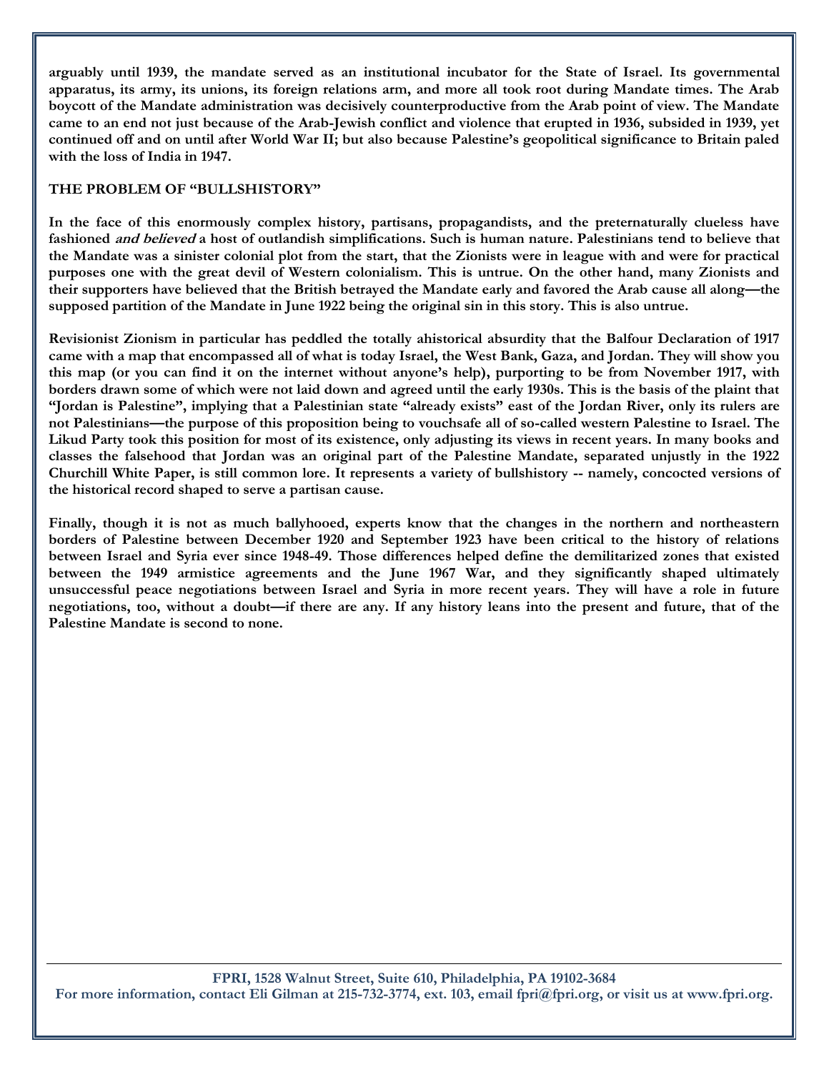arguably until 1939, the mandate served as an institutional incubator for the State of Israel. Its governmental apparatus, its army, its unions, its foreign relations arm, and more all took root during Mandate times. The Arab boycott of the Mandate administration was decisively counterproductive from the Arab point of view. The Mandate came to an end not just because of the Arab-Jewish conflict and violence that erupted in 1936, subsided in 1939, yet continued off and on until after World War II; but also because Palestine's geopolitical significance to Britain paled with the loss of India in 1947.

## THE PROBLEM OF "BULLSHISTORY"

In the face of this enormously complex history, partisans, propagandists, and the preternaturally clueless have fashioned ***and believed*** a host of outlandish simplifications. Such is human nature. Palestinians tend to believe that the Mandate was a sinister colonial plot from the start, that the Zionists were in league with and were for practical purposes one with the great devil of Western colonialism. This is untrue. On the other hand, many Zionists and their supporters have believed that the British betrayed the Mandate early and favored the Arab cause all along—the supposed partition of the Mandate in June 1922 being the original sin in this story. This is also untrue.

Revisionist Zionism in particular has peddled the totally ahistorical absurdity that the Balfour Declaration of 1917 came with a map that encompassed all of what is today Israel, the West Bank, Gaza, and Jordan. They will show you this map (or you can find it on the internet without anyone's help), purporting to be from November 1917, with borders drawn some of which were not laid down and agreed until the early 1930s. This is the basis of the plaint that "Jordan is Palestine", implying that a Palestinian state "already exists" east of the Jordan River, only its rulers are not Palestinians—the purpose of this proposition being to vouchsafe all of so-called western Palestine to Israel. The Likud Party took this position for most of its existence, only adjusting its views in recent years. In many books and classes the falsehood that Jordan was an original part of the Palestine Mandate, separated unjustly in the 1922 Churchill White Paper, is still common lore. It represents a variety of bullshistory -- namely, concocted versions of the historical record shaped to serve a partisan cause.

Finally, though it is not as much ballyhooed, experts know that the changes in the northern and northeastern borders of Palestine between December 1920 and September 1923 have been critical to the history of relations between Israel and Syria ever since 1948-49. Those differences helped define the demilitarized zones that existed between the 1949 armistice agreements and the June 1967 War, and they significantly shaped ultimately unsuccessful peace negotiations between Israel and Syria in more recent years. They will have a role in future negotiations, too, without a doubt—if there are any. If any history leans into the present and future, that of the Palestine Mandate is second to none.

FPRI, 1528 Walnut Street, Suite 610, Philadelphia, PA 19102-3684
For more information, contact Eli Gilman at 215-732-3774, ext. 103, email fpri@fpri.org, or visit us at www.fpri.org.